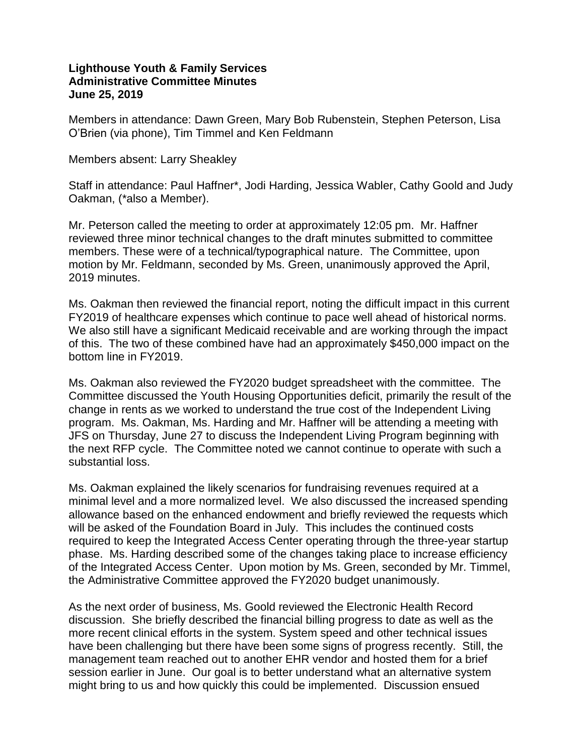**Lighthouse Youth & Family Services**
**Administrative Committee Minutes**
**June 25, 2019**

Members in attendance: Dawn Green, Mary Bob Rubenstein, Stephen Peterson, Lisa O'Brien (via phone), Tim Timmel and Ken Feldmann

Members absent: Larry Sheakley

Staff in attendance: Paul Haffner*, Jodi Harding, Jessica Wabler, Cathy Goold and Judy Oakman, (*also a Member).

Mr. Peterson called the meeting to order at approximately 12:05 pm. Mr. Haffner reviewed three minor technical changes to the draft minutes submitted to committee members. These were of a technical/typographical nature. The Committee, upon motion by Mr. Feldmann, seconded by Ms. Green, unanimously approved the April, 2019 minutes.

Ms. Oakman then reviewed the financial report, noting the difficult impact in this current FY2019 of healthcare expenses which continue to pace well ahead of historical norms. We also still have a significant Medicaid receivable and are working through the impact of this. The two of these combined have had an approximately $450,000 impact on the bottom line in FY2019.

Ms. Oakman also reviewed the FY2020 budget spreadsheet with the committee. The Committee discussed the Youth Housing Opportunities deficit, primarily the result of the change in rents as we worked to understand the true cost of the Independent Living program. Ms. Oakman, Ms. Harding and Mr. Haffner will be attending a meeting with JFS on Thursday, June 27 to discuss the Independent Living Program beginning with the next RFP cycle. The Committee noted we cannot continue to operate with such a substantial loss.

Ms. Oakman explained the likely scenarios for fundraising revenues required at a minimal level and a more normalized level. We also discussed the increased spending allowance based on the enhanced endowment and briefly reviewed the requests which will be asked of the Foundation Board in July. This includes the continued costs required to keep the Integrated Access Center operating through the three-year startup phase. Ms. Harding described some of the changes taking place to increase efficiency of the Integrated Access Center. Upon motion by Ms. Green, seconded by Mr. Timmel, the Administrative Committee approved the FY2020 budget unanimously.

As the next order of business, Ms. Goold reviewed the Electronic Health Record discussion. She briefly described the financial billing progress to date as well as the more recent clinical efforts in the system. System speed and other technical issues have been challenging but there have been some signs of progress recently. Still, the management team reached out to another EHR vendor and hosted them for a brief session earlier in June. Our goal is to better understand what an alternative system might bring to us and how quickly this could be implemented. Discussion ensued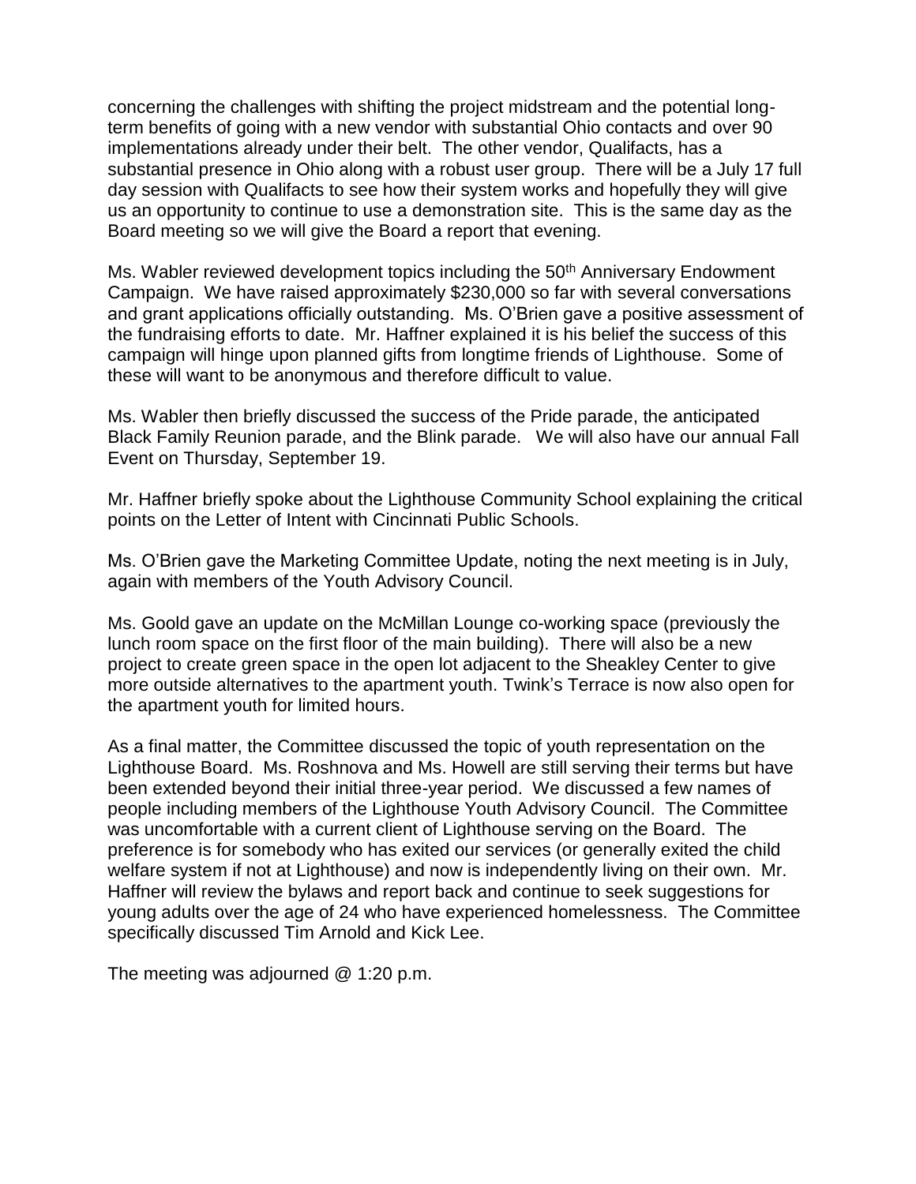concerning the challenges with shifting the project midstream and the potential long-term benefits of going with a new vendor with substantial Ohio contacts and over 90 implementations already under their belt. The other vendor, Qualifacts, has a substantial presence in Ohio along with a robust user group. There will be a July 17 full day session with Qualifacts to see how their system works and hopefully they will give us an opportunity to continue to use a demonstration site. This is the same day as the Board meeting so we will give the Board a report that evening.

Ms. Wabler reviewed development topics including the 50th Anniversary Endowment Campaign. We have raised approximately $230,000 so far with several conversations and grant applications officially outstanding. Ms. O'Brien gave a positive assessment of the fundraising efforts to date. Mr. Haffner explained it is his belief the success of this campaign will hinge upon planned gifts from longtime friends of Lighthouse. Some of these will want to be anonymous and therefore difficult to value.

Ms. Wabler then briefly discussed the success of the Pride parade, the anticipated Black Family Reunion parade, and the Blink parade. We will also have our annual Fall Event on Thursday, September 19.

Mr. Haffner briefly spoke about the Lighthouse Community School explaining the critical points on the Letter of Intent with Cincinnati Public Schools.

Ms. O'Brien gave the Marketing Committee Update, noting the next meeting is in July, again with members of the Youth Advisory Council.

Ms. Goold gave an update on the McMillan Lounge co-working space (previously the lunch room space on the first floor of the main building). There will also be a new project to create green space in the open lot adjacent to the Sheakley Center to give more outside alternatives to the apartment youth. Twink's Terrace is now also open for the apartment youth for limited hours.

As a final matter, the Committee discussed the topic of youth representation on the Lighthouse Board. Ms. Roshnova and Ms. Howell are still serving their terms but have been extended beyond their initial three-year period. We discussed a few names of people including members of the Lighthouse Youth Advisory Council. The Committee was uncomfortable with a current client of Lighthouse serving on the Board. The preference is for somebody who has exited our services (or generally exited the child welfare system if not at Lighthouse) and now is independently living on their own. Mr. Haffner will review the bylaws and report back and continue to seek suggestions for young adults over the age of 24 who have experienced homelessness. The Committee specifically discussed Tim Arnold and Kick Lee.

The meeting was adjourned @ 1:20 p.m.